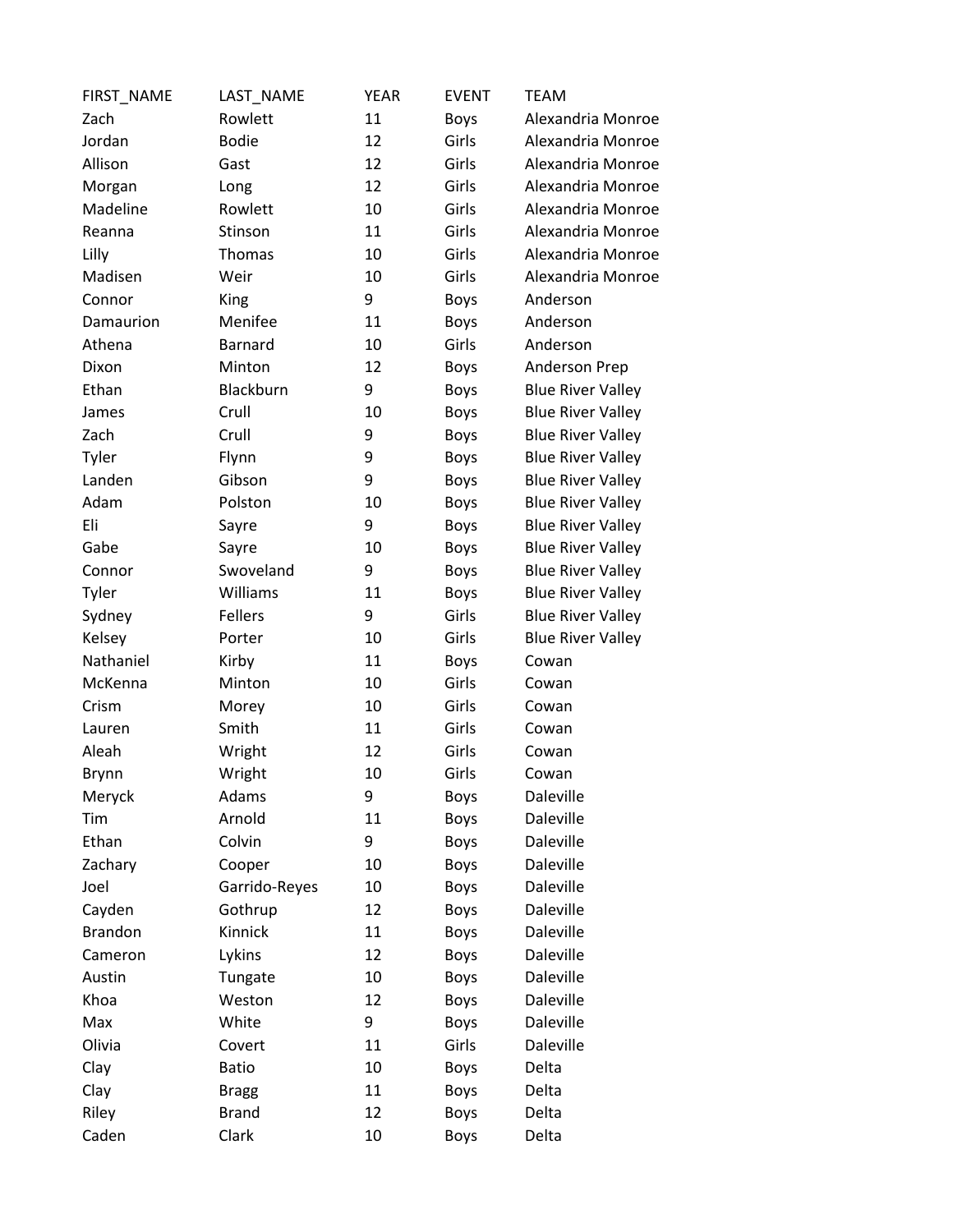| FIRST_NAME | LAST_NAME | YEAR | EVENT | TEAM |
| --- | --- | --- | --- | --- |
| Zach | Rowlett | 11 | Boys | Alexandria Monroe |
| Jordan | Bodie | 12 | Girls | Alexandria Monroe |
| Allison | Gast | 12 | Girls | Alexandria Monroe |
| Morgan | Long | 12 | Girls | Alexandria Monroe |
| Madeline | Rowlett | 10 | Girls | Alexandria Monroe |
| Reanna | Stinson | 11 | Girls | Alexandria Monroe |
| Lilly | Thomas | 10 | Girls | Alexandria Monroe |
| Madisen | Weir | 10 | Girls | Alexandria Monroe |
| Connor | King | 9 | Boys | Anderson |
| Damaurion | Menifee | 11 | Boys | Anderson |
| Athena | Barnard | 10 | Girls | Anderson |
| Dixon | Minton | 12 | Boys | Anderson Prep |
| Ethan | Blackburn | 9 | Boys | Blue River Valley |
| James | Crull | 10 | Boys | Blue River Valley |
| Zach | Crull | 9 | Boys | Blue River Valley |
| Tyler | Flynn | 9 | Boys | Blue River Valley |
| Landen | Gibson | 9 | Boys | Blue River Valley |
| Adam | Polston | 10 | Boys | Blue River Valley |
| Eli | Sayre | 9 | Boys | Blue River Valley |
| Gabe | Sayre | 10 | Boys | Blue River Valley |
| Connor | Swoveland | 9 | Boys | Blue River Valley |
| Tyler | Williams | 11 | Boys | Blue River Valley |
| Sydney | Fellers | 9 | Girls | Blue River Valley |
| Kelsey | Porter | 10 | Girls | Blue River Valley |
| Nathaniel | Kirby | 11 | Boys | Cowan |
| McKenna | Minton | 10 | Girls | Cowan |
| Crism | Morey | 10 | Girls | Cowan |
| Lauren | Smith | 11 | Girls | Cowan |
| Aleah | Wright | 12 | Girls | Cowan |
| Brynn | Wright | 10 | Girls | Cowan |
| Meryck | Adams | 9 | Boys | Daleville |
| Tim | Arnold | 11 | Boys | Daleville |
| Ethan | Colvin | 9 | Boys | Daleville |
| Zachary | Cooper | 10 | Boys | Daleville |
| Joel | Garrido-Reyes | 10 | Boys | Daleville |
| Cayden | Gothrup | 12 | Boys | Daleville |
| Brandon | Kinnick | 11 | Boys | Daleville |
| Cameron | Lykins | 12 | Boys | Daleville |
| Austin | Tungate | 10 | Boys | Daleville |
| Khoa | Weston | 12 | Boys | Daleville |
| Max | White | 9 | Boys | Daleville |
| Olivia | Covert | 11 | Girls | Daleville |
| Clay | Batio | 10 | Boys | Delta |
| Clay | Bragg | 11 | Boys | Delta |
| Riley | Brand | 12 | Boys | Delta |
| Caden | Clark | 10 | Boys | Delta |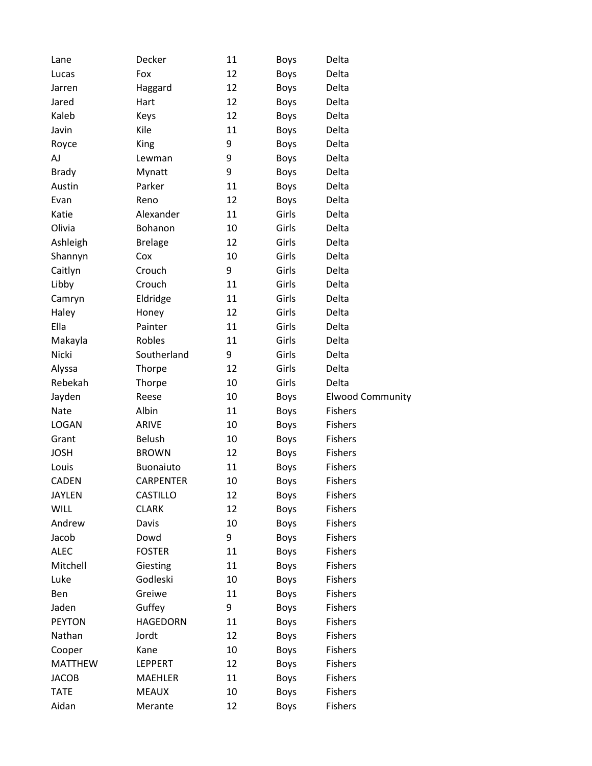| | | | | |
|---|---|---|---|---|
| Lane | Decker | 11 | Boys | Delta |
| Lucas | Fox | 12 | Boys | Delta |
| Jarren | Haggard | 12 | Boys | Delta |
| Jared | Hart | 12 | Boys | Delta |
| Kaleb | Keys | 12 | Boys | Delta |
| Javin | Kile | 11 | Boys | Delta |
| Royce | King | 9 | Boys | Delta |
| AJ | Lewman | 9 | Boys | Delta |
| Brady | Mynatt | 9 | Boys | Delta |
| Austin | Parker | 11 | Boys | Delta |
| Evan | Reno | 12 | Boys | Delta |
| Katie | Alexander | 11 | Girls | Delta |
| Olivia | Bohanon | 10 | Girls | Delta |
| Ashleigh | Brelage | 12 | Girls | Delta |
| Shannyn | Cox | 10 | Girls | Delta |
| Caitlyn | Crouch | 9 | Girls | Delta |
| Libby | Crouch | 11 | Girls | Delta |
| Camryn | Eldridge | 11 | Girls | Delta |
| Haley | Honey | 12 | Girls | Delta |
| Ella | Painter | 11 | Girls | Delta |
| Makayla | Robles | 11 | Girls | Delta |
| Nicki | Southerland | 9 | Girls | Delta |
| Alyssa | Thorpe | 12 | Girls | Delta |
| Rebekah | Thorpe | 10 | Girls | Delta |
| Jayden | Reese | 10 | Boys | Elwood Community |
| Nate | Albin | 11 | Boys | Fishers |
| LOGAN | ARIVE | 10 | Boys | Fishers |
| Grant | Belush | 10 | Boys | Fishers |
| JOSH | BROWN | 12 | Boys | Fishers |
| Louis | Buonaiuto | 11 | Boys | Fishers |
| CADEN | CARPENTER | 10 | Boys | Fishers |
| JAYLEN | CASTILLO | 12 | Boys | Fishers |
| WILL | CLARK | 12 | Boys | Fishers |
| Andrew | Davis | 10 | Boys | Fishers |
| Jacob | Dowd | 9 | Boys | Fishers |
| ALEC | FOSTER | 11 | Boys | Fishers |
| Mitchell | Giesting | 11 | Boys | Fishers |
| Luke | Godleski | 10 | Boys | Fishers |
| Ben | Greiwe | 11 | Boys | Fishers |
| Jaden | Guffey | 9 | Boys | Fishers |
| PEYTON | HAGEDORN | 11 | Boys | Fishers |
| Nathan | Jordt | 12 | Boys | Fishers |
| Cooper | Kane | 10 | Boys | Fishers |
| MATTHEW | LEPPERT | 12 | Boys | Fishers |
| JACOB | MAEHLER | 11 | Boys | Fishers |
| TATE | MEAUX | 10 | Boys | Fishers |
| Aidan | Merante | 12 | Boys | Fishers |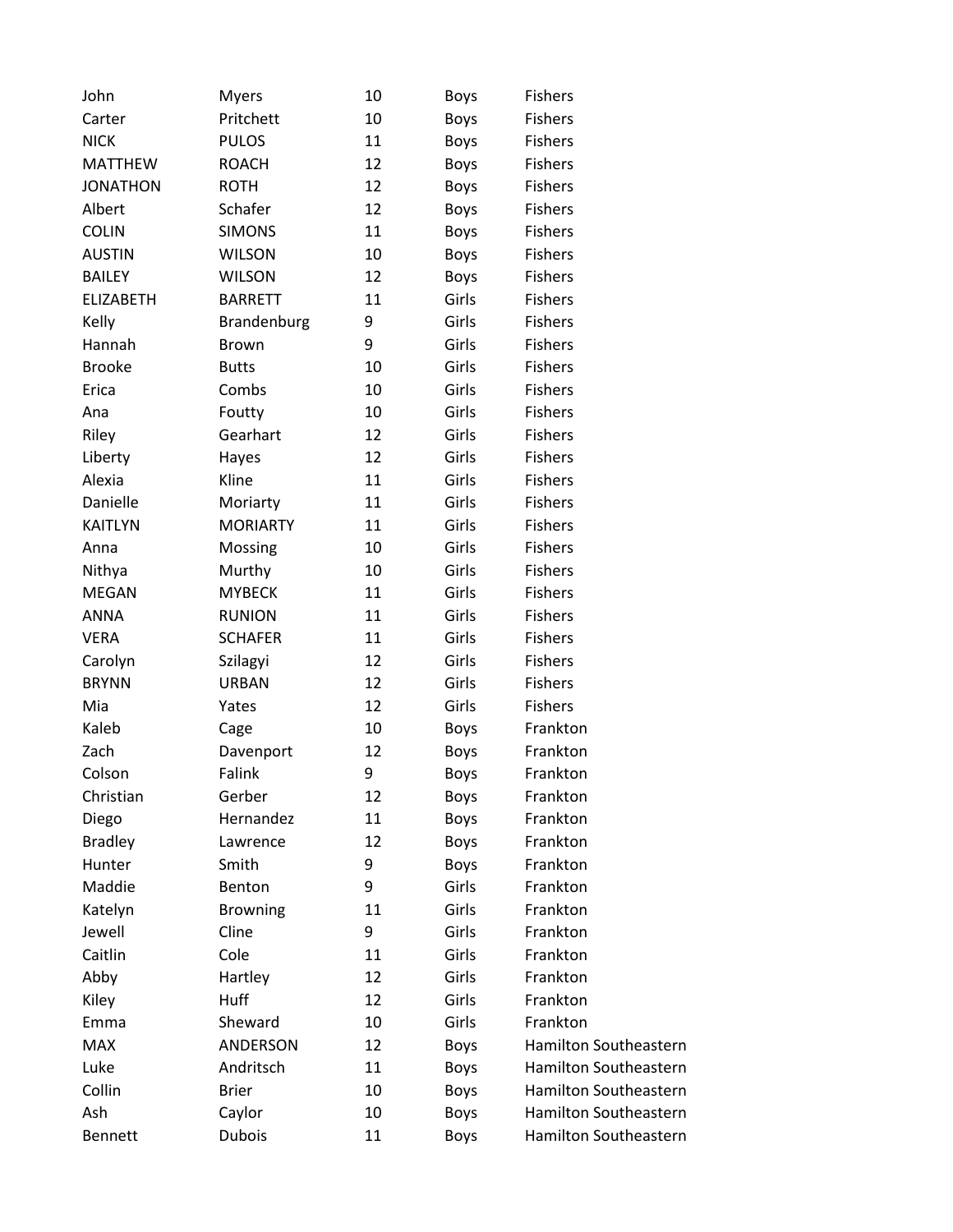| | | | | |
|---|---|---|---|---|
| John | Myers | 10 | Boys | Fishers |
| Carter | Pritchett | 10 | Boys | Fishers |
| NICK | PULOS | 11 | Boys | Fishers |
| MATTHEW | ROACH | 12 | Boys | Fishers |
| JONATHON | ROTH | 12 | Boys | Fishers |
| Albert | Schafer | 12 | Boys | Fishers |
| COLIN | SIMONS | 11 | Boys | Fishers |
| AUSTIN | WILSON | 10 | Boys | Fishers |
| BAILEY | WILSON | 12 | Boys | Fishers |
| ELIZABETH | BARRETT | 11 | Girls | Fishers |
| Kelly | Brandenburg | 9 | Girls | Fishers |
| Hannah | Brown | 9 | Girls | Fishers |
| Brooke | Butts | 10 | Girls | Fishers |
| Erica | Combs | 10 | Girls | Fishers |
| Ana | Foutty | 10 | Girls | Fishers |
| Riley | Gearhart | 12 | Girls | Fishers |
| Liberty | Hayes | 12 | Girls | Fishers |
| Alexia | Kline | 11 | Girls | Fishers |
| Danielle | Moriarty | 11 | Girls | Fishers |
| KAITLYN | MORIARTY | 11 | Girls | Fishers |
| Anna | Mossing | 10 | Girls | Fishers |
| Nithya | Murthy | 10 | Girls | Fishers |
| MEGAN | MYBECK | 11 | Girls | Fishers |
| ANNA | RUNION | 11 | Girls | Fishers |
| VERA | SCHAFER | 11 | Girls | Fishers |
| Carolyn | Szilagyi | 12 | Girls | Fishers |
| BRYNN | URBAN | 12 | Girls | Fishers |
| Mia | Yates | 12 | Girls | Fishers |
| Kaleb | Cage | 10 | Boys | Frankton |
| Zach | Davenport | 12 | Boys | Frankton |
| Colson | Falink | 9 | Boys | Frankton |
| Christian | Gerber | 12 | Boys | Frankton |
| Diego | Hernandez | 11 | Boys | Frankton |
| Bradley | Lawrence | 12 | Boys | Frankton |
| Hunter | Smith | 9 | Boys | Frankton |
| Maddie | Benton | 9 | Girls | Frankton |
| Katelyn | Browning | 11 | Girls | Frankton |
| Jewell | Cline | 9 | Girls | Frankton |
| Caitlin | Cole | 11 | Girls | Frankton |
| Abby | Hartley | 12 | Girls | Frankton |
| Kiley | Huff | 12 | Girls | Frankton |
| Emma | Sheward | 10 | Girls | Frankton |
| MAX | ANDERSON | 12 | Boys | Hamilton Southeastern |
| Luke | Andritsch | 11 | Boys | Hamilton Southeastern |
| Collin | Brier | 10 | Boys | Hamilton Southeastern |
| Ash | Caylor | 10 | Boys | Hamilton Southeastern |
| Bennett | Dubois | 11 | Boys | Hamilton Southeastern |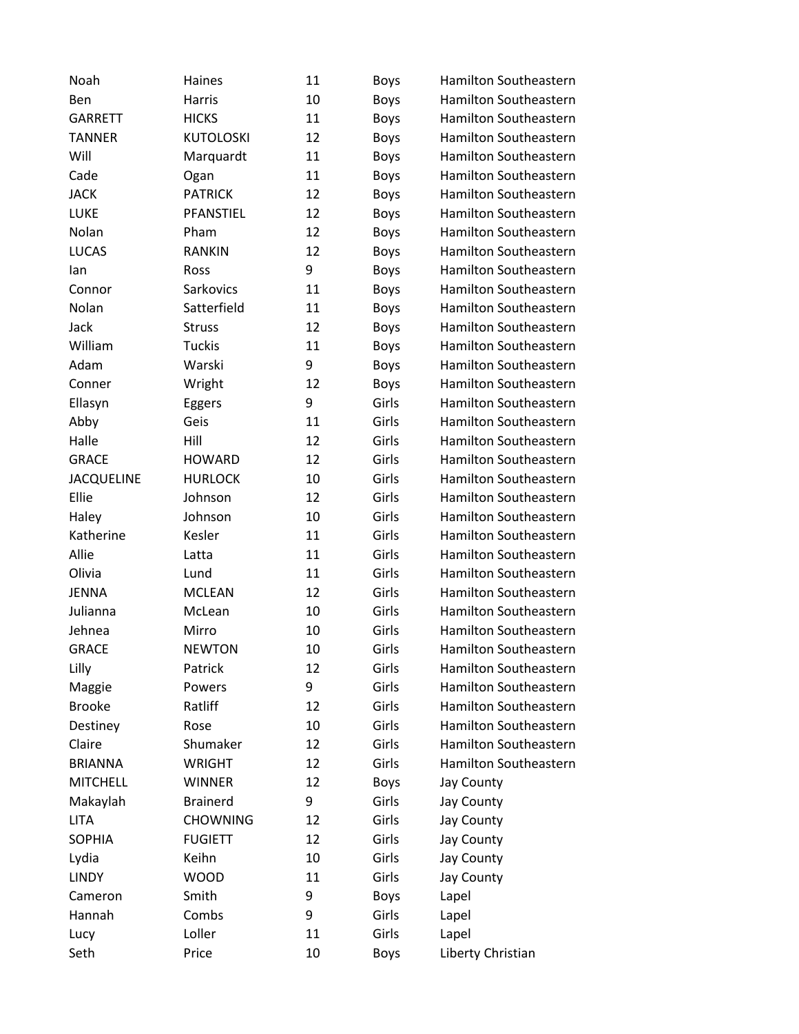| | | | | |
|---|---|---|---|---|
| Noah | Haines | 11 | Boys | Hamilton Southeastern |
| Ben | Harris | 10 | Boys | Hamilton Southeastern |
| GARRETT | HICKS | 11 | Boys | Hamilton Southeastern |
| TANNER | KUTOLOSKI | 12 | Boys | Hamilton Southeastern |
| Will | Marquardt | 11 | Boys | Hamilton Southeastern |
| Cade | Ogan | 11 | Boys | Hamilton Southeastern |
| JACK | PATRICK | 12 | Boys | Hamilton Southeastern |
| LUKE | PFANSTIEL | 12 | Boys | Hamilton Southeastern |
| Nolan | Pham | 12 | Boys | Hamilton Southeastern |
| LUCAS | RANKIN | 12 | Boys | Hamilton Southeastern |
| Ian | Ross | 9 | Boys | Hamilton Southeastern |
| Connor | Sarkovics | 11 | Boys | Hamilton Southeastern |
| Nolan | Satterfield | 11 | Boys | Hamilton Southeastern |
| Jack | Struss | 12 | Boys | Hamilton Southeastern |
| William | Tuckis | 11 | Boys | Hamilton Southeastern |
| Adam | Warski | 9 | Boys | Hamilton Southeastern |
| Conner | Wright | 12 | Boys | Hamilton Southeastern |
| Ellasyn | Eggers | 9 | Girls | Hamilton Southeastern |
| Abby | Geis | 11 | Girls | Hamilton Southeastern |
| Halle | Hill | 12 | Girls | Hamilton Southeastern |
| GRACE | HOWARD | 12 | Girls | Hamilton Southeastern |
| JACQUELINE | HURLOCK | 10 | Girls | Hamilton Southeastern |
| Ellie | Johnson | 12 | Girls | Hamilton Southeastern |
| Haley | Johnson | 10 | Girls | Hamilton Southeastern |
| Katherine | Kesler | 11 | Girls | Hamilton Southeastern |
| Allie | Latta | 11 | Girls | Hamilton Southeastern |
| Olivia | Lund | 11 | Girls | Hamilton Southeastern |
| JENNA | MCLEAN | 12 | Girls | Hamilton Southeastern |
| Julianna | McLean | 10 | Girls | Hamilton Southeastern |
| Jehnea | Mirro | 10 | Girls | Hamilton Southeastern |
| GRACE | NEWTON | 10 | Girls | Hamilton Southeastern |
| Lilly | Patrick | 12 | Girls | Hamilton Southeastern |
| Maggie | Powers | 9 | Girls | Hamilton Southeastern |
| Brooke | Ratliff | 12 | Girls | Hamilton Southeastern |
| Destiney | Rose | 10 | Girls | Hamilton Southeastern |
| Claire | Shumaker | 12 | Girls | Hamilton Southeastern |
| BRIANNA | WRIGHT | 12 | Girls | Hamilton Southeastern |
| MITCHELL | WINNER | 12 | Boys | Jay County |
| Makaylah | Brainerd | 9 | Girls | Jay County |
| LITA | CHOWNING | 12 | Girls | Jay County |
| SOPHIA | FUGIETT | 12 | Girls | Jay County |
| Lydia | Keihn | 10 | Girls | Jay County |
| LINDY | WOOD | 11 | Girls | Jay County |
| Cameron | Smith | 9 | Boys | Lapel |
| Hannah | Combs | 9 | Girls | Lapel |
| Lucy | Loller | 11 | Girls | Lapel |
| Seth | Price | 10 | Boys | Liberty Christian |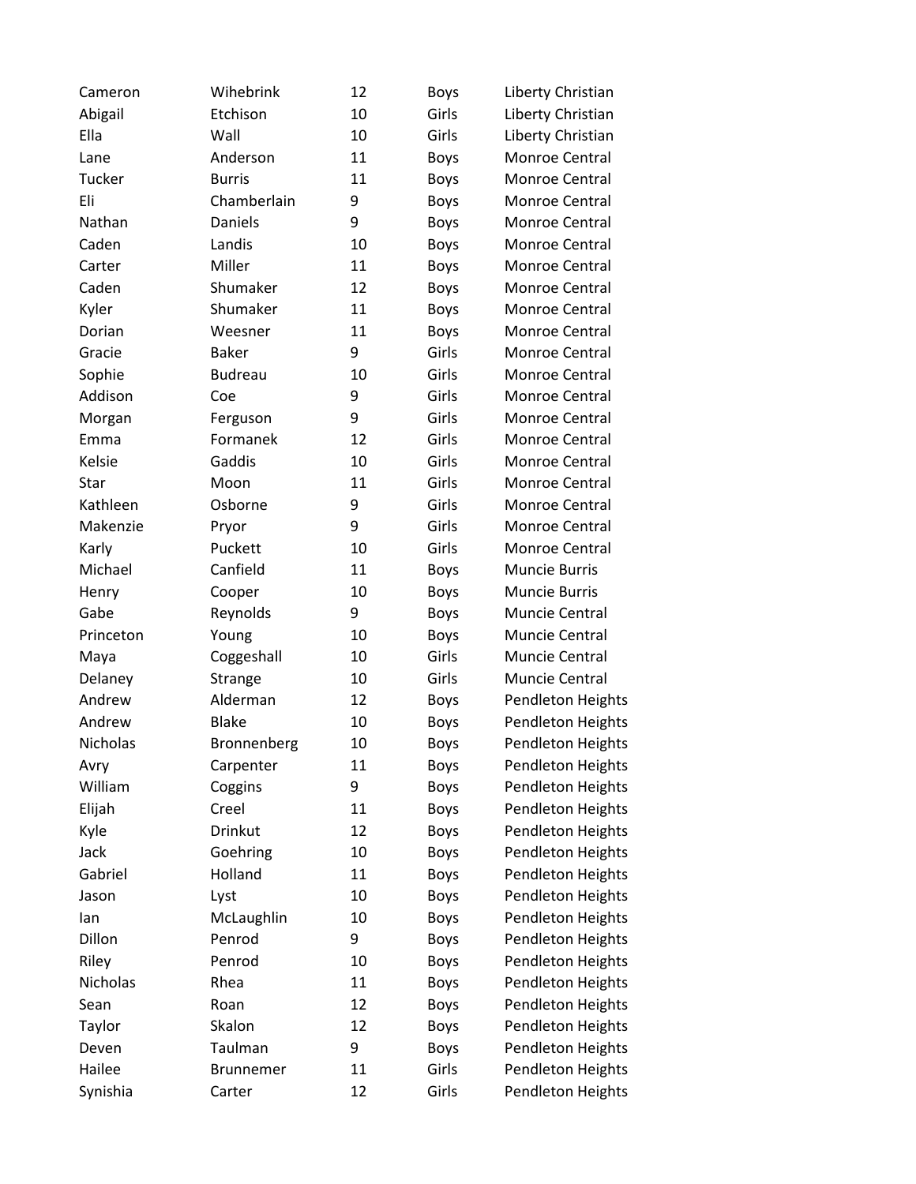| | | | | |
|---|---|---|---|---|
| Cameron | Wihebrink | 12 | Boys | Liberty Christian |
| Abigail | Etchison | 10 | Girls | Liberty Christian |
| Ella | Wall | 10 | Girls | Liberty Christian |
| Lane | Anderson | 11 | Boys | Monroe Central |
| Tucker | Burris | 11 | Boys | Monroe Central |
| Eli | Chamberlain | 9 | Boys | Monroe Central |
| Nathan | Daniels | 9 | Boys | Monroe Central |
| Caden | Landis | 10 | Boys | Monroe Central |
| Carter | Miller | 11 | Boys | Monroe Central |
| Caden | Shumaker | 12 | Boys | Monroe Central |
| Kyler | Shumaker | 11 | Boys | Monroe Central |
| Dorian | Weesner | 11 | Boys | Monroe Central |
| Gracie | Baker | 9 | Girls | Monroe Central |
| Sophie | Budreau | 10 | Girls | Monroe Central |
| Addison | Coe | 9 | Girls | Monroe Central |
| Morgan | Ferguson | 9 | Girls | Monroe Central |
| Emma | Formanek | 12 | Girls | Monroe Central |
| Kelsie | Gaddis | 10 | Girls | Monroe Central |
| Star | Moon | 11 | Girls | Monroe Central |
| Kathleen | Osborne | 9 | Girls | Monroe Central |
| Makenzie | Pryor | 9 | Girls | Monroe Central |
| Karly | Puckett | 10 | Girls | Monroe Central |
| Michael | Canfield | 11 | Boys | Muncie Burris |
| Henry | Cooper | 10 | Boys | Muncie Burris |
| Gabe | Reynolds | 9 | Boys | Muncie Central |
| Princeton | Young | 10 | Boys | Muncie Central |
| Maya | Coggeshall | 10 | Girls | Muncie Central |
| Delaney | Strange | 10 | Girls | Muncie Central |
| Andrew | Alderman | 12 | Boys | Pendleton Heights |
| Andrew | Blake | 10 | Boys | Pendleton Heights |
| Nicholas | Bronnenberg | 10 | Boys | Pendleton Heights |
| Avry | Carpenter | 11 | Boys | Pendleton Heights |
| William | Coggins | 9 | Boys | Pendleton Heights |
| Elijah | Creel | 11 | Boys | Pendleton Heights |
| Kyle | Drinkut | 12 | Boys | Pendleton Heights |
| Jack | Goehring | 10 | Boys | Pendleton Heights |
| Gabriel | Holland | 11 | Boys | Pendleton Heights |
| Jason | Lyst | 10 | Boys | Pendleton Heights |
| Ian | McLaughlin | 10 | Boys | Pendleton Heights |
| Dillon | Penrod | 9 | Boys | Pendleton Heights |
| Riley | Penrod | 10 | Boys | Pendleton Heights |
| Nicholas | Rhea | 11 | Boys | Pendleton Heights |
| Sean | Roan | 12 | Boys | Pendleton Heights |
| Taylor | Skalon | 12 | Boys | Pendleton Heights |
| Deven | Taulman | 9 | Boys | Pendleton Heights |
| Hailee | Brunnemer | 11 | Girls | Pendleton Heights |
| Synishia | Carter | 12 | Girls | Pendleton Heights |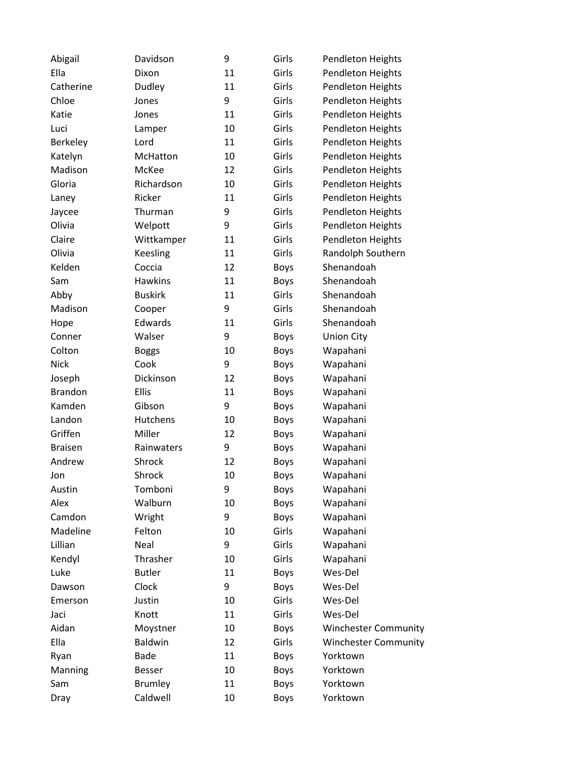| | | | | |
|---|---|---|---|---|
| Abigail | Davidson | 9 | Girls | Pendleton Heights |
| Ella | Dixon | 11 | Girls | Pendleton Heights |
| Catherine | Dudley | 11 | Girls | Pendleton Heights |
| Chloe | Jones | 9 | Girls | Pendleton Heights |
| Katie | Jones | 11 | Girls | Pendleton Heights |
| Luci | Lamper | 10 | Girls | Pendleton Heights |
| Berkeley | Lord | 11 | Girls | Pendleton Heights |
| Katelyn | McHatton | 10 | Girls | Pendleton Heights |
| Madison | McKee | 12 | Girls | Pendleton Heights |
| Gloria | Richardson | 10 | Girls | Pendleton Heights |
| Laney | Ricker | 11 | Girls | Pendleton Heights |
| Jaycee | Thurman | 9 | Girls | Pendleton Heights |
| Olivia | Welpott | 9 | Girls | Pendleton Heights |
| Claire | Wittkamper | 11 | Girls | Pendleton Heights |
| Olivia | Keesling | 11 | Girls | Randolph Southern |
| Kelden | Coccia | 12 | Boys | Shenandoah |
| Sam | Hawkins | 11 | Boys | Shenandoah |
| Abby | Buskirk | 11 | Girls | Shenandoah |
| Madison | Cooper | 9 | Girls | Shenandoah |
| Hope | Edwards | 11 | Girls | Shenandoah |
| Conner | Walser | 9 | Boys | Union City |
| Colton | Boggs | 10 | Boys | Wapahani |
| Nick | Cook | 9 | Boys | Wapahani |
| Joseph | Dickinson | 12 | Boys | Wapahani |
| Brandon | Ellis | 11 | Boys | Wapahani |
| Kamden | Gibson | 9 | Boys | Wapahani |
| Landon | Hutchens | 10 | Boys | Wapahani |
| Griffen | Miller | 12 | Boys | Wapahani |
| Braisen | Rainwaters | 9 | Boys | Wapahani |
| Andrew | Shrock | 12 | Boys | Wapahani |
| Jon | Shrock | 10 | Boys | Wapahani |
| Austin | Tomboni | 9 | Boys | Wapahani |
| Alex | Walburn | 10 | Boys | Wapahani |
| Camdon | Wright | 9 | Boys | Wapahani |
| Madeline | Felton | 10 | Girls | Wapahani |
| Lillian | Neal | 9 | Girls | Wapahani |
| Kendyl | Thrasher | 10 | Girls | Wapahani |
| Luke | Butler | 11 | Boys | Wes-Del |
| Dawson | Clock | 9 | Boys | Wes-Del |
| Emerson | Justin | 10 | Girls | Wes-Del |
| Jaci | Knott | 11 | Girls | Wes-Del |
| Aidan | Moystner | 10 | Boys | Winchester Community |
| Ella | Baldwin | 12 | Girls | Winchester Community |
| Ryan | Bade | 11 | Boys | Yorktown |
| Manning | Besser | 10 | Boys | Yorktown |
| Sam | Brumley | 11 | Boys | Yorktown |
| Dray | Caldwell | 10 | Boys | Yorktown |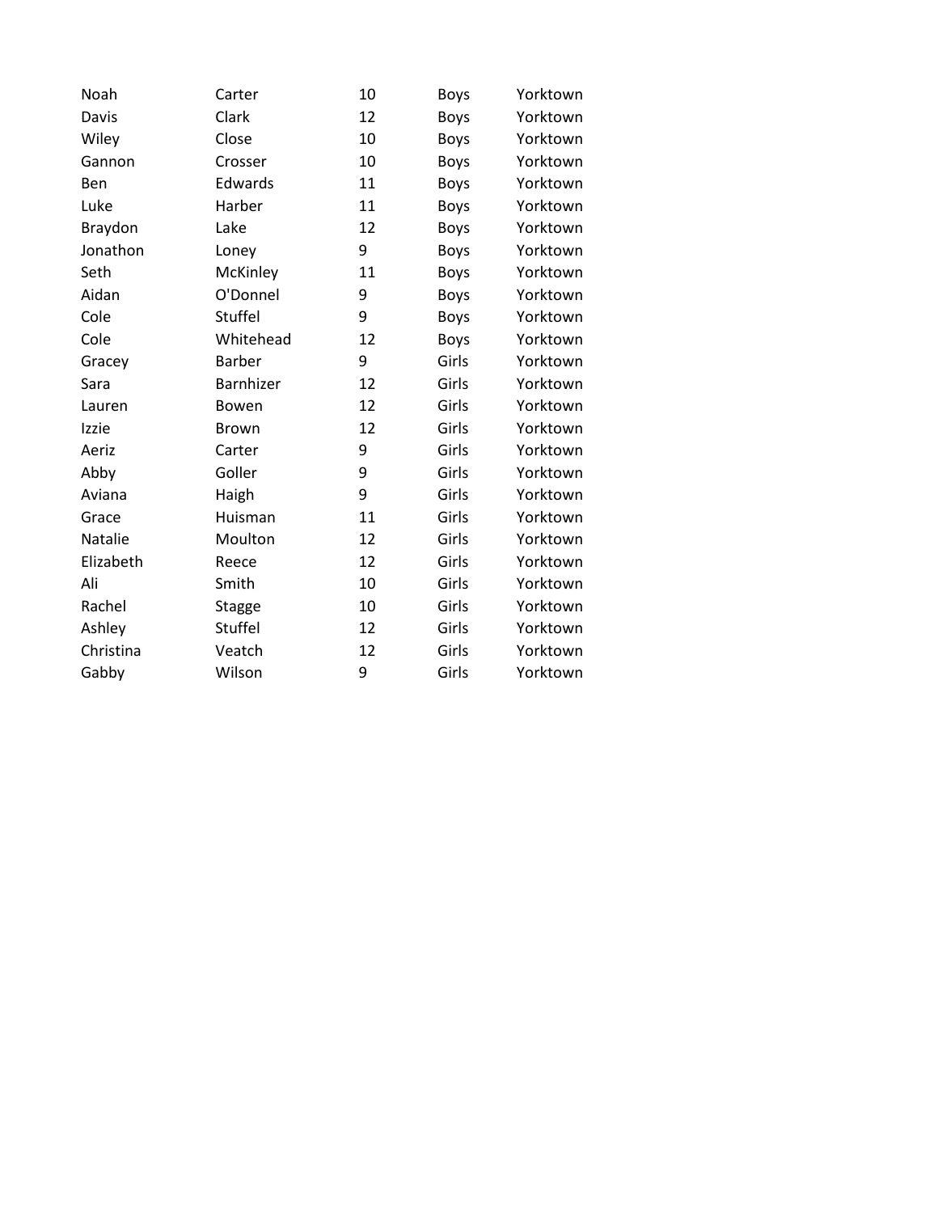| | | | | |
|---|---|---|---|---|
| Noah | Carter | 10 | Boys | Yorktown |
| Davis | Clark | 12 | Boys | Yorktown |
| Wiley | Close | 10 | Boys | Yorktown |
| Gannon | Crosser | 10 | Boys | Yorktown |
| Ben | Edwards | 11 | Boys | Yorktown |
| Luke | Harber | 11 | Boys | Yorktown |
| Braydon | Lake | 12 | Boys | Yorktown |
| Jonathon | Loney | 9 | Boys | Yorktown |
| Seth | McKinley | 11 | Boys | Yorktown |
| Aidan | O'Donnel | 9 | Boys | Yorktown |
| Cole | Stuffel | 9 | Boys | Yorktown |
| Cole | Whitehead | 12 | Boys | Yorktown |
| Gracey | Barber | 9 | Girls | Yorktown |
| Sara | Barnhizer | 12 | Girls | Yorktown |
| Lauren | Bowen | 12 | Girls | Yorktown |
| Izzie | Brown | 12 | Girls | Yorktown |
| Aeriz | Carter | 9 | Girls | Yorktown |
| Abby | Goller | 9 | Girls | Yorktown |
| Aviana | Haigh | 9 | Girls | Yorktown |
| Grace | Huisman | 11 | Girls | Yorktown |
| Natalie | Moulton | 12 | Girls | Yorktown |
| Elizabeth | Reece | 12 | Girls | Yorktown |
| Ali | Smith | 10 | Girls | Yorktown |
| Rachel | Stagge | 10 | Girls | Yorktown |
| Ashley | Stuffel | 12 | Girls | Yorktown |
| Christina | Veatch | 12 | Girls | Yorktown |
| Gabby | Wilson | 9 | Girls | Yorktown |